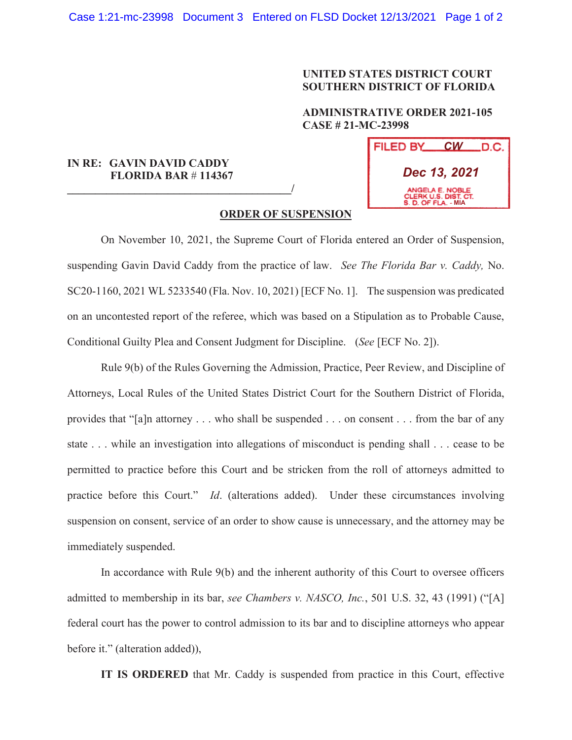**UNITED STATES DISTRICT COURT**
**SOUTHERN DISTRICT OF FLORIDA**

**ADMINISTRATIVE ORDER 2021-105**
**CASE # 21-MC-23998**

FILED BY CW D.C.
Dec 13, 2021
ANGELA E. NOBLE
CLERK U.S. DIST. CT.
S. D. OF FLA. - MIA

**IN RE: GAVIN DAVID CADDY**
**FLORIDA BAR # 114367**
_______________________________________/

## ORDER OF SUSPENSION

On November 10, 2021, the Supreme Court of Florida entered an Order of Suspension, suspending Gavin David Caddy from the practice of law. *See The Florida Bar v. Caddy,* No. SC20-1160, 2021 WL 5233540 (Fla. Nov. 10, 2021) [ECF No. 1]. The suspension was predicated on an uncontested report of the referee, which was based on a Stipulation as to Probable Cause, Conditional Guilty Plea and Consent Judgment for Discipline. (*See* [ECF No. 2]).

Rule 9(b) of the Rules Governing the Admission, Practice, Peer Review, and Discipline of Attorneys, Local Rules of the United States District Court for the Southern District of Florida, provides that "[a]n attorney . . . who shall be suspended . . . on consent . . . from the bar of any state . . . while an investigation into allegations of misconduct is pending shall . . . cease to be permitted to practice before this Court and be stricken from the roll of attorneys admitted to practice before this Court." *Id*. (alterations added). Under these circumstances involving suspension on consent, service of an order to show cause is unnecessary, and the attorney may be immediately suspended.

In accordance with Rule 9(b) and the inherent authority of this Court to oversee officers admitted to membership in its bar, *see Chambers v. NASCO, Inc.*, 501 U.S. 32, 43 (1991) ("[A] federal court has the power to control admission to its bar and to discipline attorneys who appear before it." (alteration added)),

**IT IS ORDERED** that Mr. Caddy is suspended from practice in this Court, effective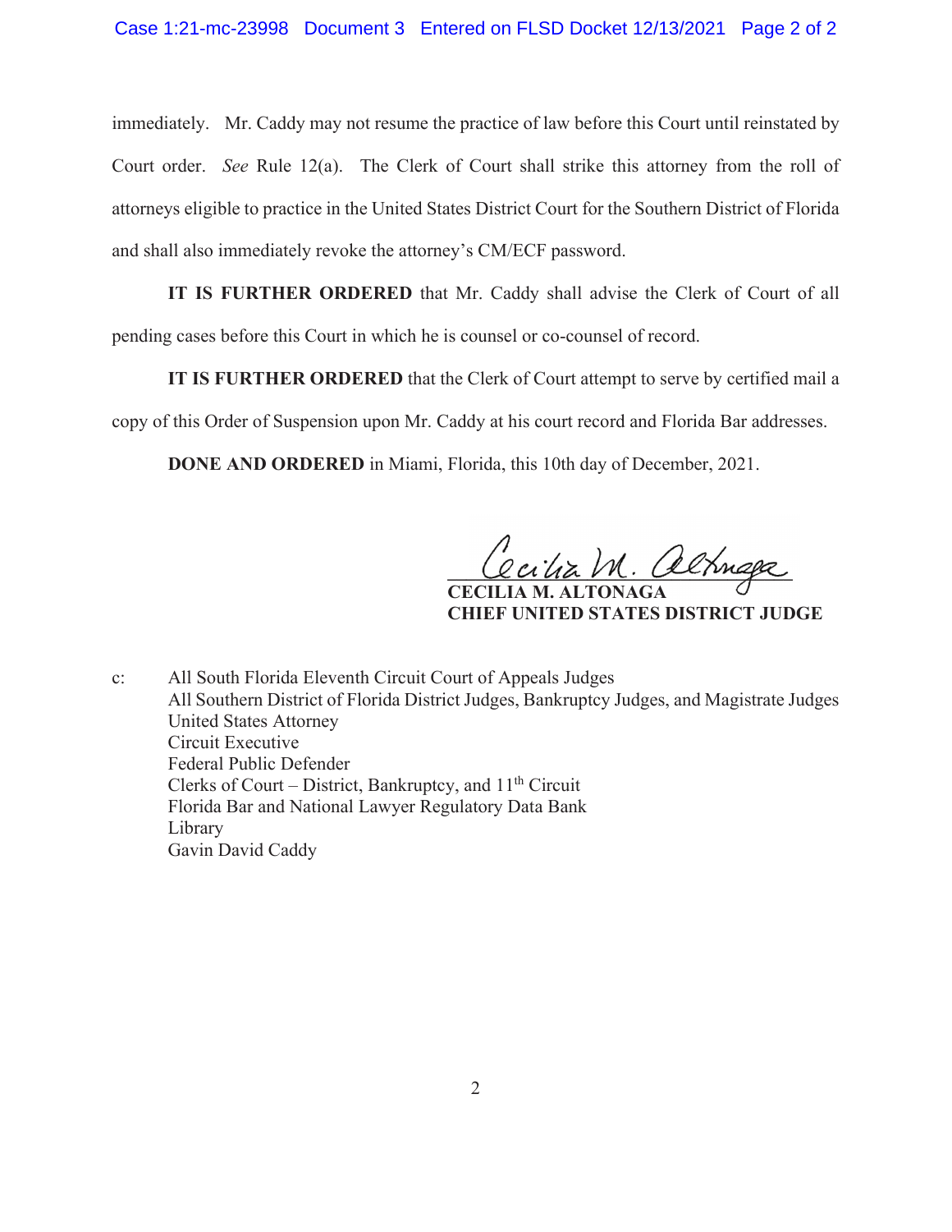immediately. Mr. Caddy may not resume the practice of law before this Court until reinstated by Court order. *See* Rule 12(a). The Clerk of Court shall strike this attorney from the roll of attorneys eligible to practice in the United States District Court for the Southern District of Florida and shall also immediately revoke the attorney's CM/ECF password.

**IT IS FURTHER ORDERED** that Mr. Caddy shall advise the Clerk of Court of all pending cases before this Court in which he is counsel or co-counsel of record.

**IT IS FURTHER ORDERED** that the Clerk of Court attempt to serve by certified mail a copy of this Order of Suspension upon Mr. Caddy at his court record and Florida Bar addresses.

**DONE AND ORDERED** in Miami, Florida, this 10th day of December, 2021.

**CECILIA M. ALTONAGA**
**CHIEF UNITED STATES DISTRICT JUDGE**

c: All South Florida Eleventh Circuit Court of Appeals Judges
All Southern District of Florida District Judges, Bankruptcy Judges, and Magistrate Judges
United States Attorney
Circuit Executive
Federal Public Defender
Clerks of Court – District, Bankruptcy, and 11th Circuit
Florida Bar and National Lawyer Regulatory Data Bank
Library
Gavin David Caddy